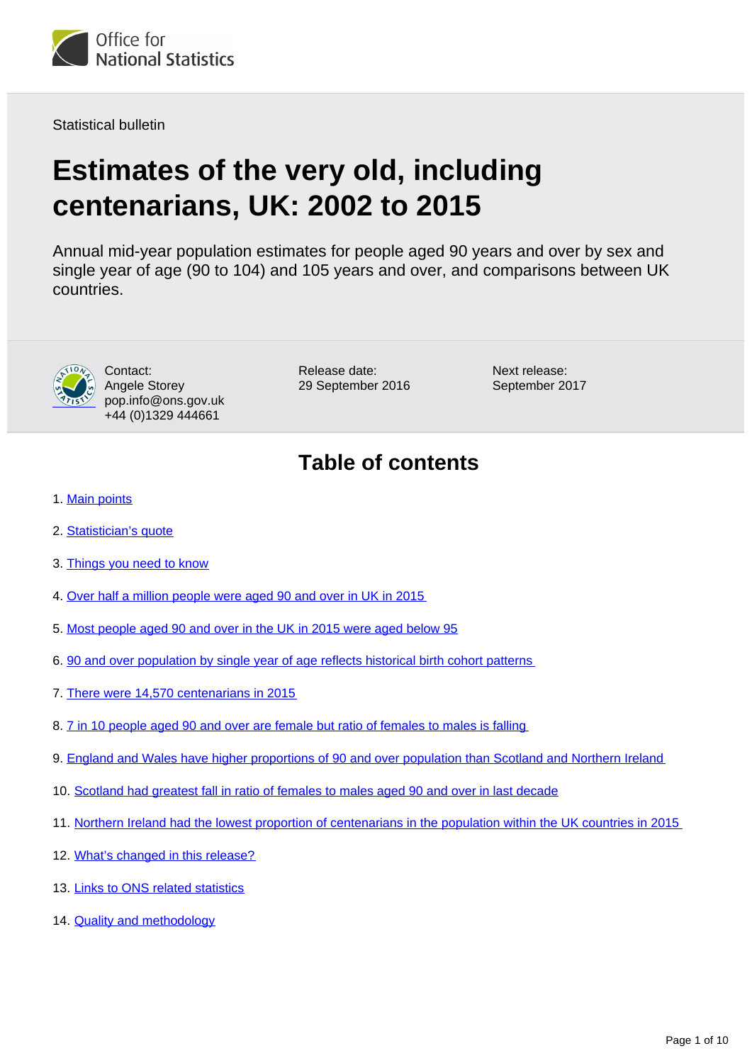Office for National Statistics

Statistical bulletin

# Estimates of the very old, including centenarians, UK: 2002 to 2015

Annual mid-year population estimates for people aged 90 years and over by sex and single year of age (90 to 104) and 105 years and over, and comparisons between UK countries.

Contact:
Angele Storey
pop.info@ons.gov.uk
+44 (0)1329 444661

Release date:
29 September 2016

Next release:
September 2017

## Table of contents

1. Main points
2. Statistician's quote
3. Things you need to know
4. Over half a million people were aged 90 and over in UK in 2015
5. Most people aged 90 and over in the UK in 2015 were aged below 95
6. 90 and over population by single year of age reflects historical birth cohort patterns
7. There were 14,570 centenarians in 2015
8. 7 in 10 people aged 90 and over are female but ratio of females to males is falling
9. England and Wales have higher proportions of 90 and over population than Scotland and Northern Ireland
10. Scotland had greatest fall in ratio of females to males aged 90 and over in last decade
11. Northern Ireland had the lowest proportion of centenarians in the population within the UK countries in 2015
12. What's changed in this release?
13. Links to ONS related statistics
14. Quality and methodology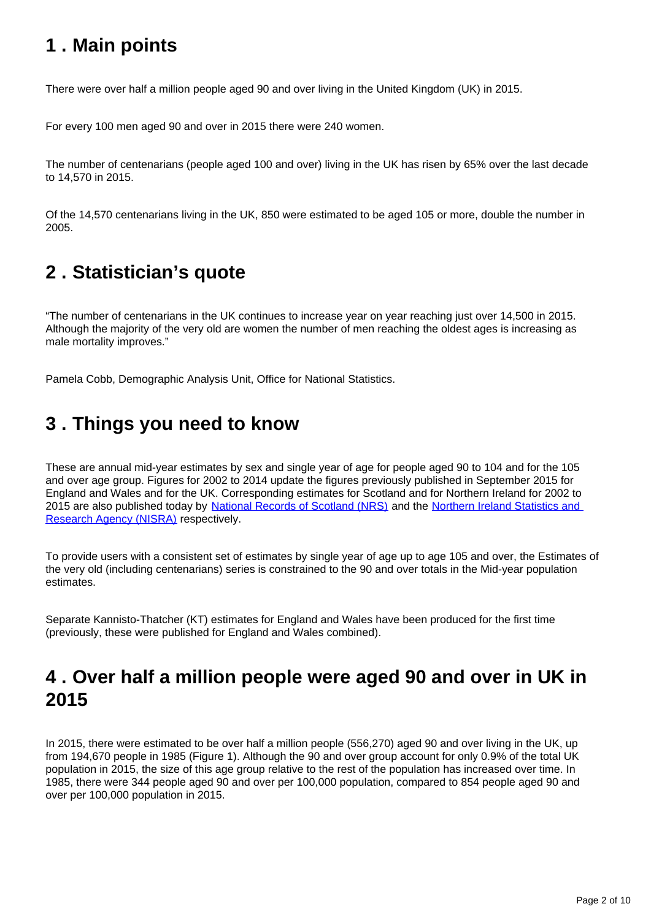## 1 . Main points

There were over half a million people aged 90 and over living in the United Kingdom (UK) in 2015.

For every 100 men aged 90 and over in 2015 there were 240 women.

The number of centenarians (people aged 100 and over) living in the UK has risen by 65% over the last decade to 14,570 in 2015.

Of the 14,570 centenarians living in the UK, 850 were estimated to be aged 105 or more, double the number in 2005.

## 2 . Statistician's quote

"The number of centenarians in the UK continues to increase year on year reaching just over 14,500 in 2015. Although the majority of the very old are women the number of men reaching the oldest ages is increasing as male mortality improves."

Pamela Cobb, Demographic Analysis Unit, Office for National Statistics.

## 3 . Things you need to know

These are annual mid-year estimates by sex and single year of age for people aged 90 to 104 and for the 105 and over age group. Figures for 2002 to 2014 update the figures previously published in September 2015 for England and Wales and for the UK. Corresponding estimates for Scotland and for Northern Ireland for 2002 to 2015 are also published today by [National Records of Scotland (NRS)] and the [Northern Ireland Statistics and Research Agency (NISRA)] respectively.

To provide users with a consistent set of estimates by single year of age up to age 105 and over, the Estimates of the very old (including centenarians) series is constrained to the 90 and over totals in the Mid-year population estimates.

Separate Kannisto-Thatcher (KT) estimates for England and Wales have been produced for the first time (previously, these were published for England and Wales combined).

## 4 . Over half a million people were aged 90 and over in UK in 2015

In 2015, there were estimated to be over half a million people (556,270) aged 90 and over living in the UK, up from 194,670 people in 1985 (Figure 1). Although the 90 and over group account for only 0.9% of the total UK population in 2015, the size of this age group relative to the rest of the population has increased over time. In 1985, there were 344 people aged 90 and over per 100,000 population, compared to 854 people aged 90 and over per 100,000 population in 2015.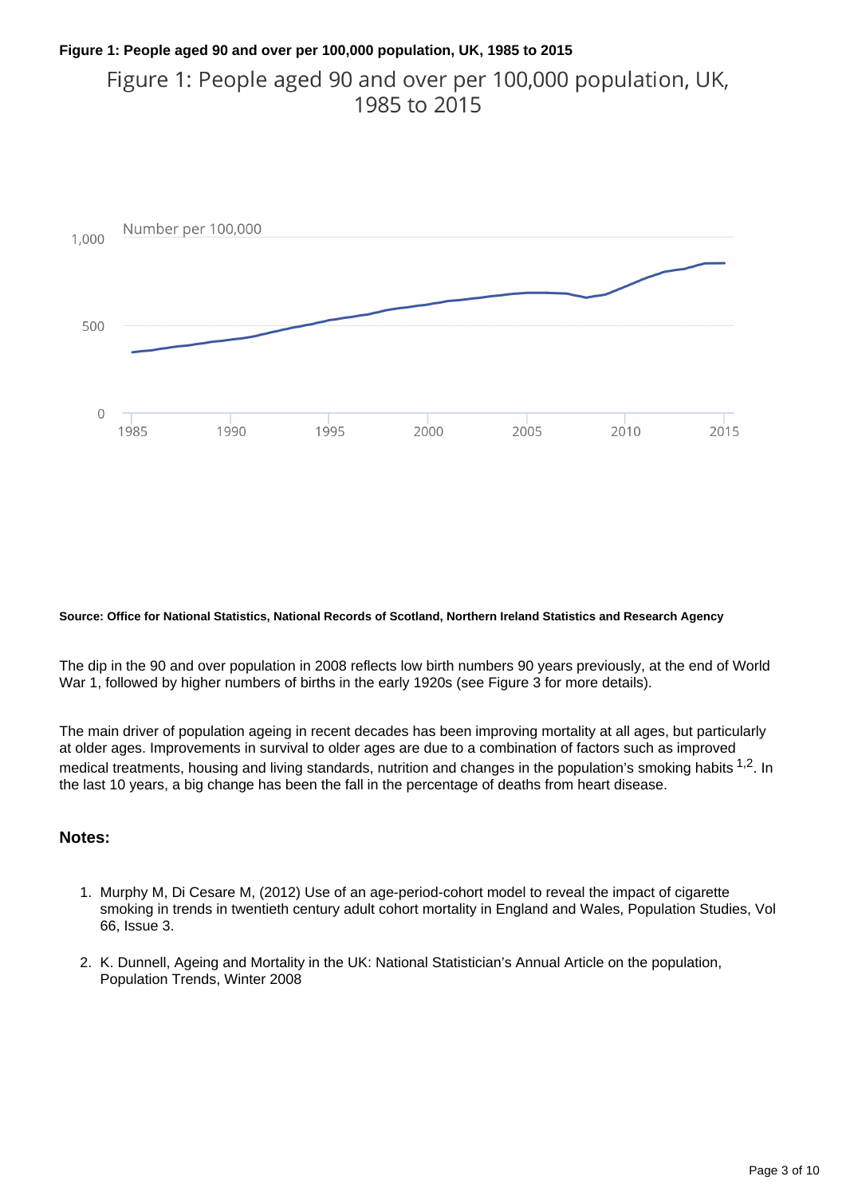**Figure 1: People aged 90 and over per 100,000 population, UK, 1985 to 2015**

**Source: Office for National Statistics, National Records of Scotland, Northern Ireland Statistics and Research Agency**

The dip in the 90 and over population in 2008 reflects low birth numbers 90 years previously, at the end of World War 1, followed by higher numbers of births in the early 1920s (see Figure 3 for more details).

The main driver of population ageing in recent decades has been improving mortality at all ages, but particularly at older ages. Improvements in survival to older ages are due to a combination of factors such as improved medical treatments, housing and living standards, nutrition and changes in the population's smoking habits [1,2]. In the last 10 years, a big change has been the fall in the percentage of deaths from heart disease.

## Notes:

1. Murphy M, Di Cesare M, (2012) Use of an age-period-cohort model to reveal the impact of cigarette smoking in trends in twentieth century adult cohort mortality in England and Wales, Population Studies, Vol 66, Issue 3.
2. K. Dunnell, Ageing and Mortality in the UK: National Statistician's Annual Article on the population, Population Trends, Winter 2008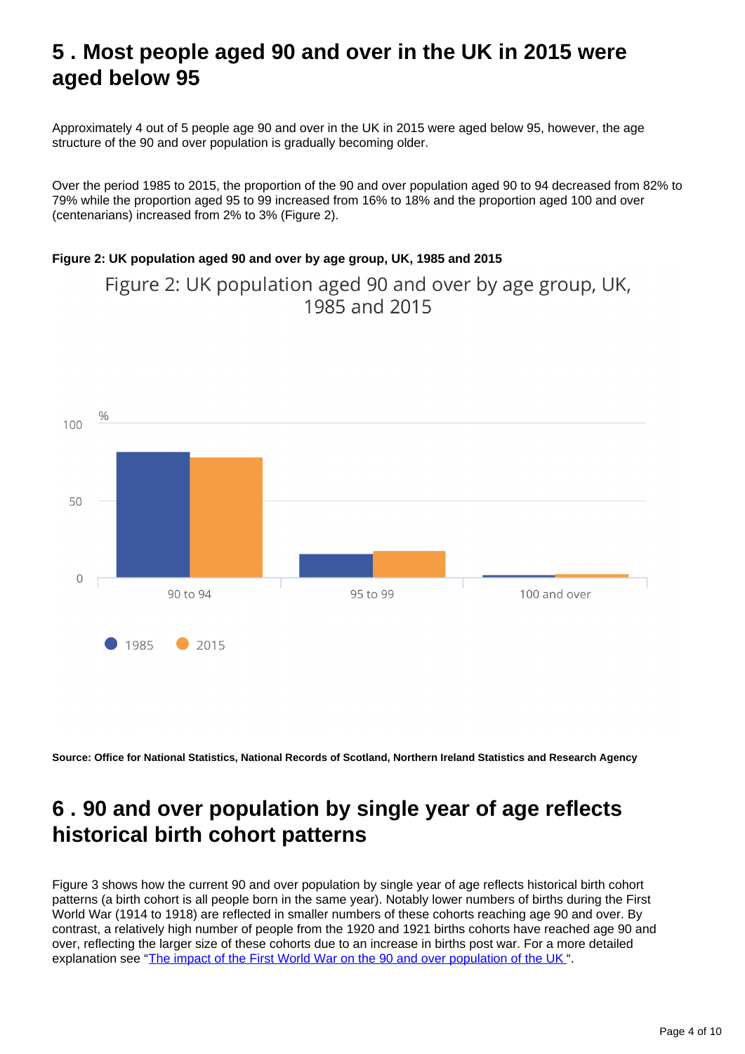## 5 . Most people aged 90 and over in the UK in 2015 were aged below 95

Approximately 4 out of 5 people age 90 and over in the UK in 2015 were aged below 95, however, the age structure of the 90 and over population is gradually becoming older.

Over the period 1985 to 2015, the proportion of the 90 and over population aged 90 to 94 decreased from 82% to 79% while the proportion aged 95 to 99 increased from 16% to 18% and the proportion aged 100 and over (centenarians) increased from 2% to 3% (Figure 2).

**Figure 2: UK population aged 90 and over by age group, UK, 1985 and 2015**

Figure 2: UK population aged 90 and over by age group, UK, 1985 and 2015

**Source: Office for National Statistics, National Records of Scotland, Northern Ireland Statistics and Research Agency**

## 6 . 90 and over population by single year of age reflects historical birth cohort patterns

Figure 3 shows how the current 90 and over population by single year of age reflects historical birth cohort patterns (a birth cohort is all people born in the same year). Notably lower numbers of births during the First World War (1914 to 1918) are reflected in smaller numbers of these cohorts reaching age 90 and over. By contrast, a relatively high number of people from the 1920 and 1921 births cohorts have reached age 90 and over, reflecting the larger size of these cohorts due to an increase in births post war. For a more detailed explanation see "The impact of the First World War on the 90 and over population of the UK ".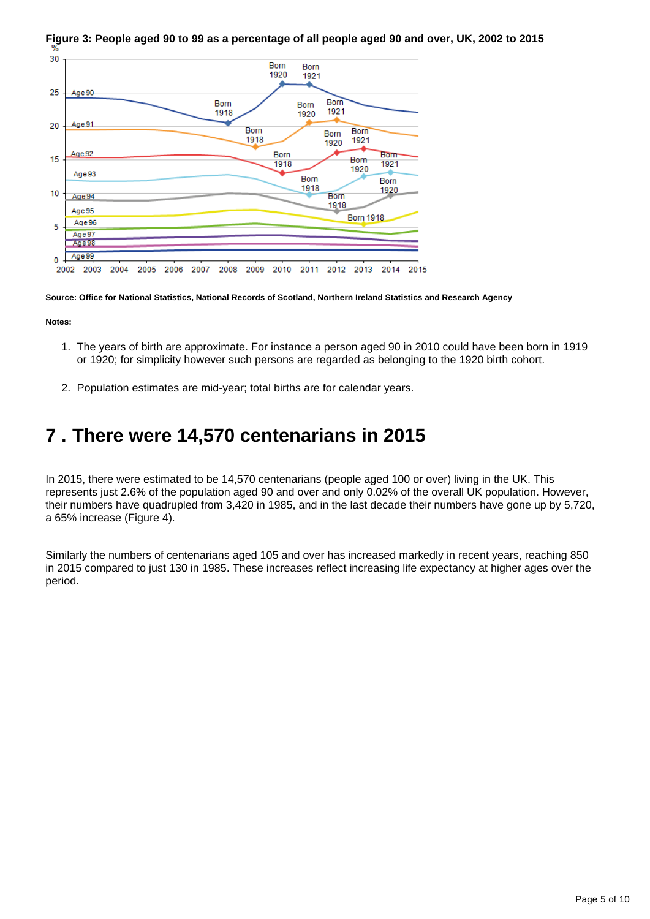**Figure 3: People aged 90 to 99 as a percentage of all people aged 90 and over, UK, 2002 to 2015**

**Source: Office for National Statistics, National Records of Scotland, Northern Ireland Statistics and Research Agency**

**Notes:**

1. The years of birth are approximate. For instance a person aged 90 in 2010 could have been born in 1919 or 1920; for simplicity however such persons are regarded as belonging to the 1920 birth cohort.
2. Population estimates are mid-year; total births are for calendar years.

# 7 . There were 14,570 centenarians in 2015

In 2015, there were estimated to be 14,570 centenarians (people aged 100 or over) living in the UK. This represents just 2.6% of the population aged 90 and over and only 0.02% of the overall UK population. However, their numbers have quadrupled from 3,420 in 1985, and in the last decade their numbers have gone up by 5,720, a 65% increase (Figure 4).

Similarly the numbers of centenarians aged 105 and over has increased markedly in recent years, reaching 850 in 2015 compared to just 130 in 1985. These increases reflect increasing life expectancy at higher ages over the period.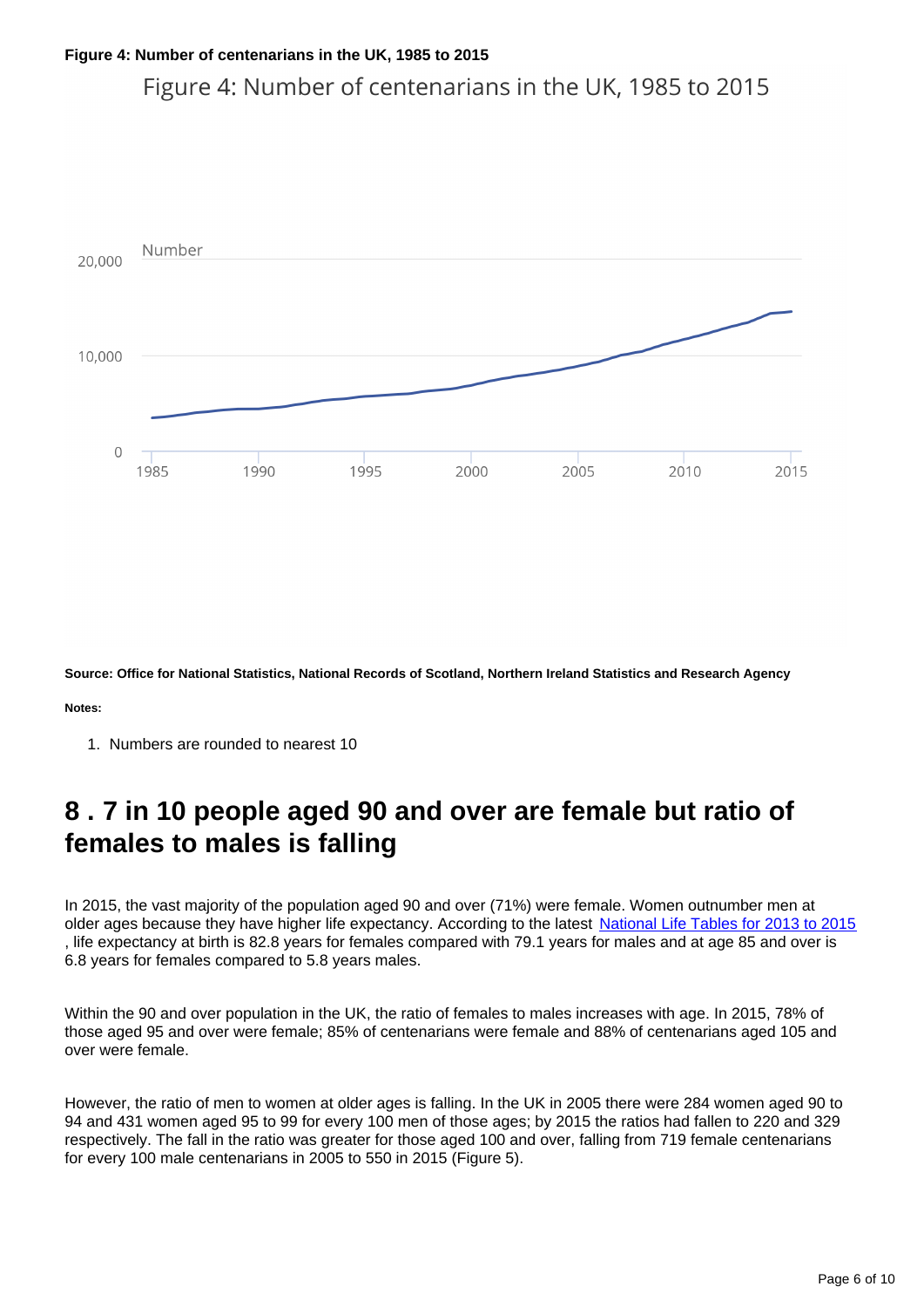**Figure 4: Number of centenarians in the UK, 1985 to 2015**

Figure 4: Number of centenarians in the UK, 1985 to 2015

**Source: Office for National Statistics, National Records of Scotland, Northern Ireland Statistics and Research Agency**

**Notes:**

1. Numbers are rounded to nearest 10

## 8 . 7 in 10 people aged 90 and over are female but ratio of females to males is falling

In 2015, the vast majority of the population aged 90 and over (71%) were female. Women outnumber men at older ages because they have higher life expectancy. According to the latest National Life Tables for 2013 to 2015, life expectancy at birth is 82.8 years for females compared with 79.1 years for males and at age 85 and over is 6.8 years for females compared to 5.8 years males.

Within the 90 and over population in the UK, the ratio of females to males increases with age. In 2015, 78% of those aged 95 and over were female; 85% of centenarians were female and 88% of centenarians aged 105 and over were female.

However, the ratio of men to women at older ages is falling. In the UK in 2005 there were 284 women aged 90 to 94 and 431 women aged 95 to 99 for every 100 men of those ages; by 2015 the ratios had fallen to 220 and 329 respectively. The fall in the ratio was greater for those aged 100 and over, falling from 719 female centenarians for every 100 male centenarians in 2005 to 550 in 2015 (Figure 5).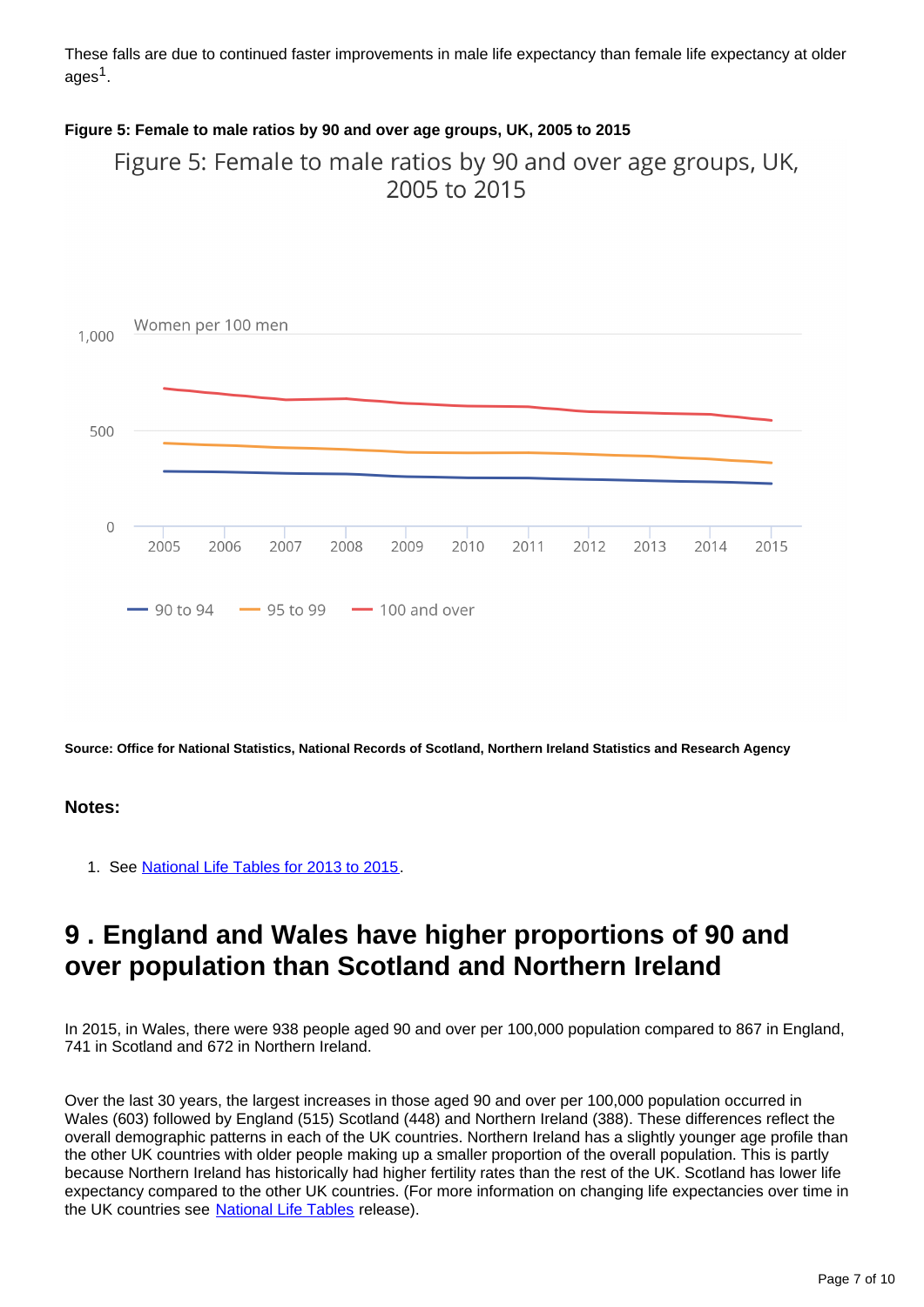These falls are due to continued faster improvements in male life expectancy than female life expectancy at older ages[1].

**Figure 5: Female to male ratios by 90 and over age groups, UK, 2005 to 2015**

**Source: Office for National Statistics, National Records of Scotland, Northern Ireland Statistics and Research Agency**

### Notes:

1. See National Life Tables for 2013 to 2015.

## 9 . England and Wales have higher proportions of 90 and over population than Scotland and Northern Ireland

In 2015, in Wales, there were 938 people aged 90 and over per 100,000 population compared to 867 in England, 741 in Scotland and 672 in Northern Ireland.

Over the last 30 years, the largest increases in those aged 90 and over per 100,000 population occurred in Wales (603) followed by England (515) Scotland (448) and Northern Ireland (388). These differences reflect the overall demographic patterns in each of the UK countries. Northern Ireland has a slightly younger age profile than the other UK countries with older people making up a smaller proportion of the overall population. This is partly because Northern Ireland has historically had higher fertility rates than the rest of the UK. Scotland has lower life expectancy compared to the other UK countries. (For more information on changing life expectancies over time in the UK countries see National Life Tables release).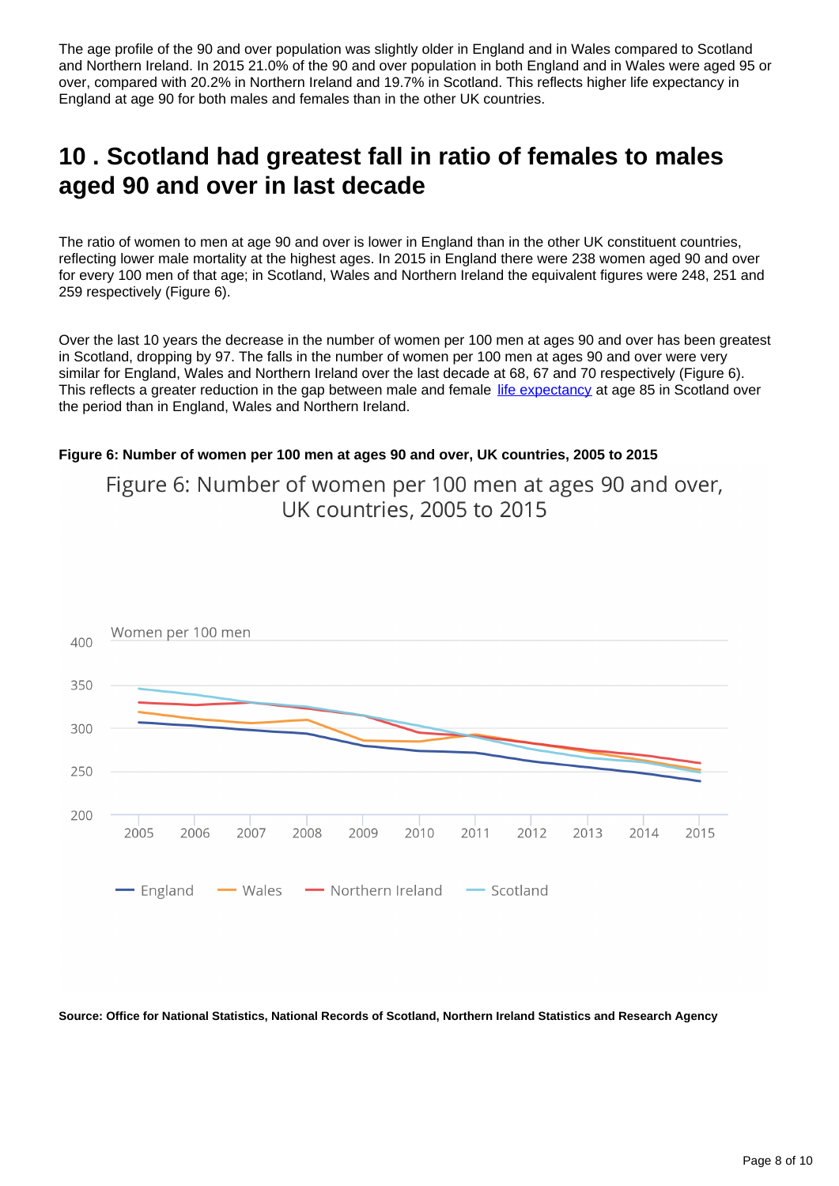The age profile of the 90 and over population was slightly older in England and in Wales compared to Scotland and Northern Ireland. In 2015 21.0% of the 90 and over population in both England and in Wales were aged 95 or over, compared with 20.2% in Northern Ireland and 19.7% in Scotland. This reflects higher life expectancy in England at age 90 for both males and females than in the other UK countries.

## 10 . Scotland had greatest fall in ratio of females to males aged 90 and over in last decade

The ratio of women to men at age 90 and over is lower in England than in the other UK constituent countries, reflecting lower male mortality at the highest ages. In 2015 in England there were 238 women aged 90 and over for every 100 men of that age; in Scotland, Wales and Northern Ireland the equivalent figures were 248, 251 and 259 respectively (Figure 6).

Over the last 10 years the decrease in the number of women per 100 men at ages 90 and over has been greatest in Scotland, dropping by 97. The falls in the number of women per 100 men at ages 90 and over were very similar for England, Wales and Northern Ireland over the last decade at 68, 67 and 70 respectively (Figure 6). This reflects a greater reduction in the gap between male and female life expectancy at age 85 in Scotland over the period than in England, Wales and Northern Ireland.

**Figure 6: Number of women per 100 men at ages 90 and over, UK countries, 2005 to 2015**

**Source: Office for National Statistics, National Records of Scotland, Northern Ireland Statistics and Research Agency**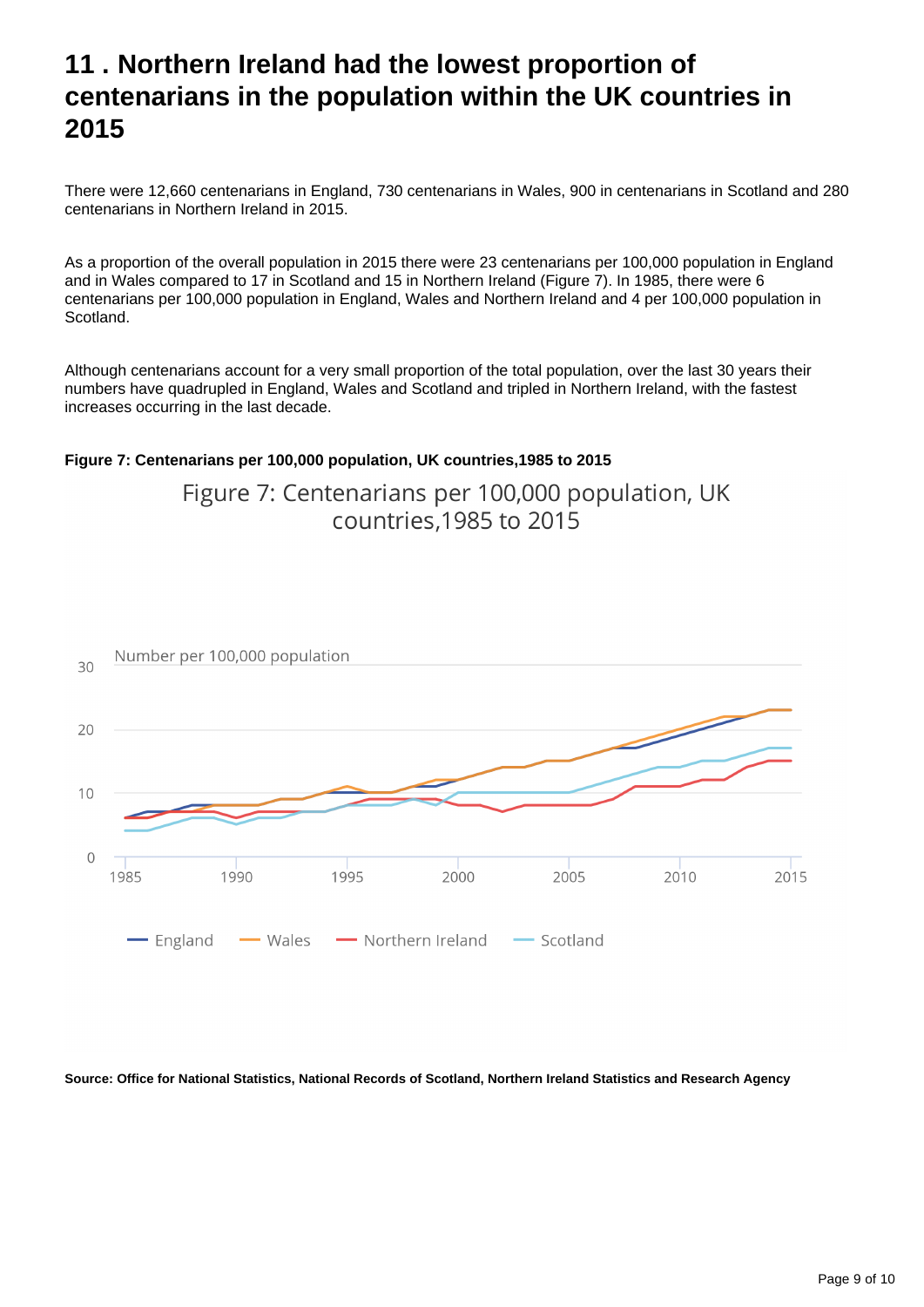## 11 . Northern Ireland had the lowest proportion of centenarians in the population within the UK countries in 2015

There were 12,660 centenarians in England, 730 centenarians in Wales, 900 in centenarians in Scotland and 280 centenarians in Northern Ireland in 2015.

As a proportion of the overall population in 2015 there were 23 centenarians per 100,000 population in England and in Wales compared to 17 in Scotland and 15 in Northern Ireland (Figure 7). In 1985, there were 6 centenarians per 100,000 population in England, Wales and Northern Ireland and 4 per 100,000 population in Scotland.

Although centenarians account for a very small proportion of the total population, over the last 30 years their numbers have quadrupled in England, Wales and Scotland and tripled in Northern Ireland, with the fastest increases occurring in the last decade.

**Figure 7: Centenarians per 100,000 population, UK countries,1985 to 2015**

Figure 7: Centenarians per 100,000 population, UK countries,1985 to 2015

Number per 100,000 population

England, Wales, Northern Ireland, Scotland

**Source: Office for National Statistics, National Records of Scotland, Northern Ireland Statistics and Research Agency**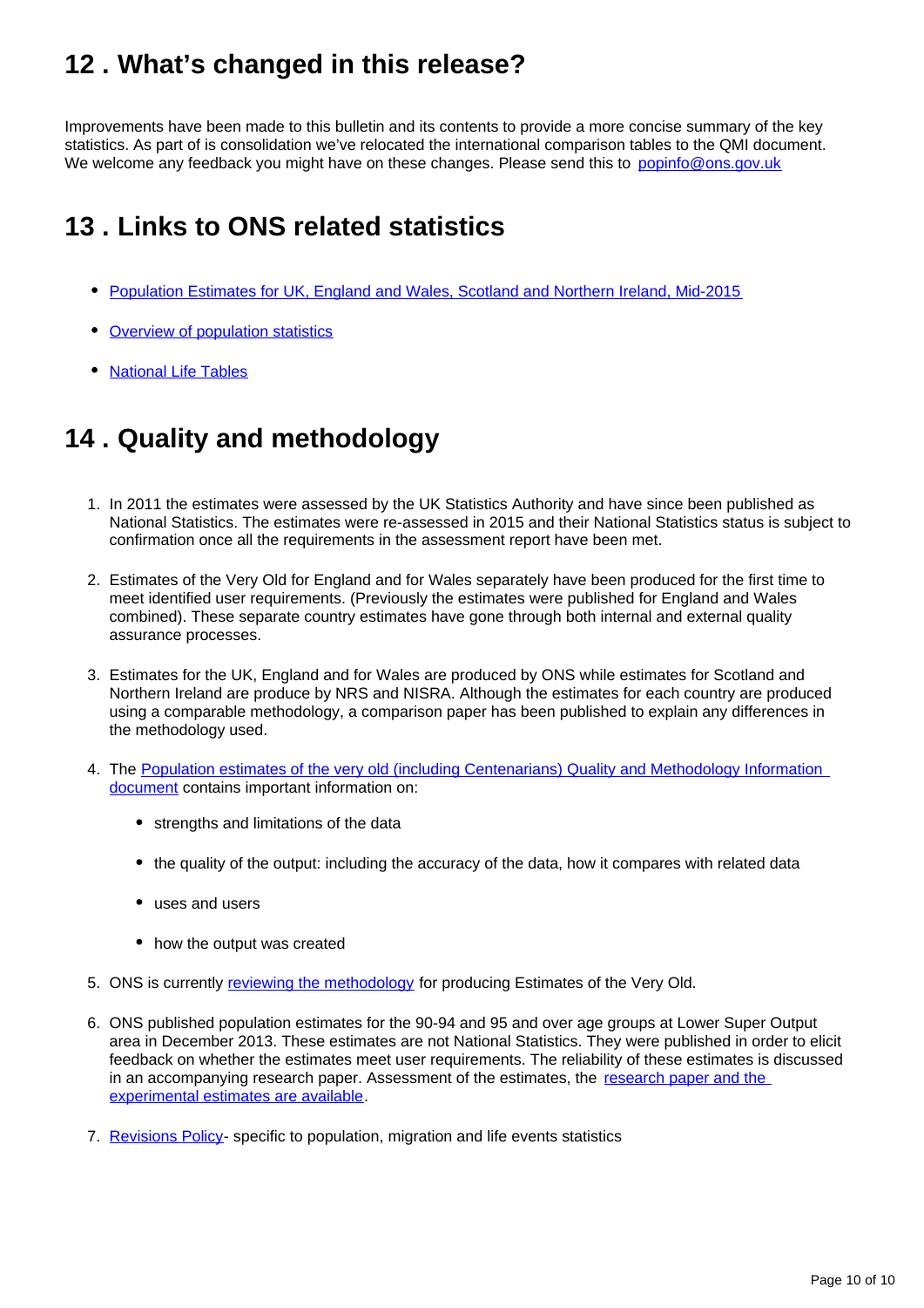## 12 . What's changed in this release?

Improvements have been made to this bulletin and its contents to provide a more concise summary of the key statistics. As part of is consolidation we've relocated the international comparison tables to the QMI document. We welcome any feedback you might have on these changes. Please send this to popinfo@ons.gov.uk

## 13 . Links to ONS related statistics

- Population Estimates for UK, England and Wales, Scotland and Northern Ireland, Mid-2015
- Overview of population statistics
- National Life Tables

## 14 . Quality and methodology

1. In 2011 the estimates were assessed by the UK Statistics Authority and have since been published as National Statistics. The estimates were re-assessed in 2015 and their National Statistics status is subject to confirmation once all the requirements in the assessment report have been met.

2. Estimates of the Very Old for England and for Wales separately have been produced for the first time to meet identified user requirements. (Previously the estimates were published for England and Wales combined). These separate country estimates have gone through both internal and external quality assurance processes.

3. Estimates for the UK, England and for Wales are produced by ONS while estimates for Scotland and Northern Ireland are produce by NRS and NISRA. Although the estimates for each country are produced using a comparable methodology, a comparison paper has been published to explain any differences in the methodology used.

4. The Population estimates of the very old (including Centenarians) Quality and Methodology Information document contains important information on:

   - strengths and limitations of the data
   - the quality of the output: including the accuracy of the data, how it compares with related data
   - uses and users
   - how the output was created

5. ONS is currently reviewing the methodology for producing Estimates of the Very Old.

6. ONS published population estimates for the 90-94 and 95 and over age groups at Lower Super Output area in December 2013. These estimates are not National Statistics. They were published in order to elicit feedback on whether the estimates meet user requirements. The reliability of these estimates is discussed in an accompanying research paper. Assessment of the estimates, the research paper and the experimental estimates are available.

7. Revisions Policy- specific to population, migration and life events statistics